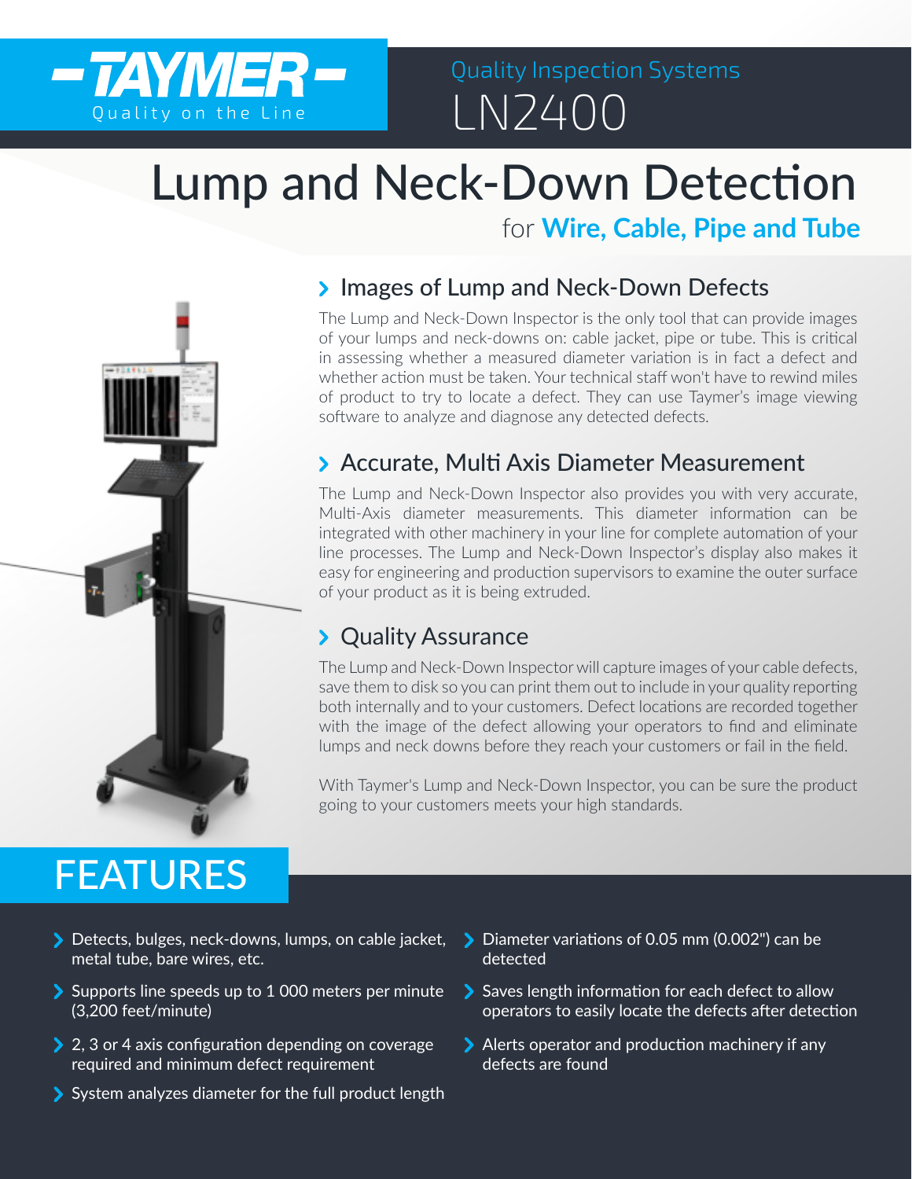**TAYMER**
Quality on the Line

Quality Inspection Systems
LN2400

# Lump and Neck-Down Detection

for **Wire, Cable, Pipe and Tube**

## Images of Lump and Neck-Down Defects

The Lump and Neck-Down Inspector is the only tool that can provide images of your lumps and neck-downs on: cable jacket, pipe or tube. This is critical in assessing whether a measured diameter variation is in fact a defect and whether action must be taken. Your technical staff won't have to rewind miles of product to try to locate a defect. They can use Taymer's image viewing software to analyze and diagnose any detected defects.

## Accurate, Multi Axis Diameter Measurement

The Lump and Neck-Down Inspector also provides you with very accurate, Multi-Axis diameter measurements. This diameter information can be integrated with other machinery in your line for complete automation of your line processes. The Lump and Neck-Down Inspector's display also makes it easy for engineering and production supervisors to examine the outer surface of your product as it is being extruded.

## Quality Assurance

The Lump and Neck-Down Inspector will capture images of your cable defects, save them to disk so you can print them out to include in your quality reporting both internally and to your customers. Defect locations are recorded together with the image of the defect allowing your operators to find and eliminate lumps and neck downs before they reach your customers or fail in the field.

With Taymer's Lump and Neck-Down Inspector, you can be sure the product going to your customers meets your high standards.

# FEATURES

- Detects, bulges, neck-downs, lumps, on cable jacket, metal tube, bare wires, etc.
- Supports line speeds up to 1 000 meters per minute (3,200 feet/minute)
- 2, 3 or 4 axis configuration depending on coverage required and minimum defect requirement
- System analyzes diameter for the full product length
- Diameter variations of 0.05 mm (0.002") can be detected
- Saves length information for each defect to allow operators to easily locate the defects after detection
- Alerts operator and production machinery if any defects are found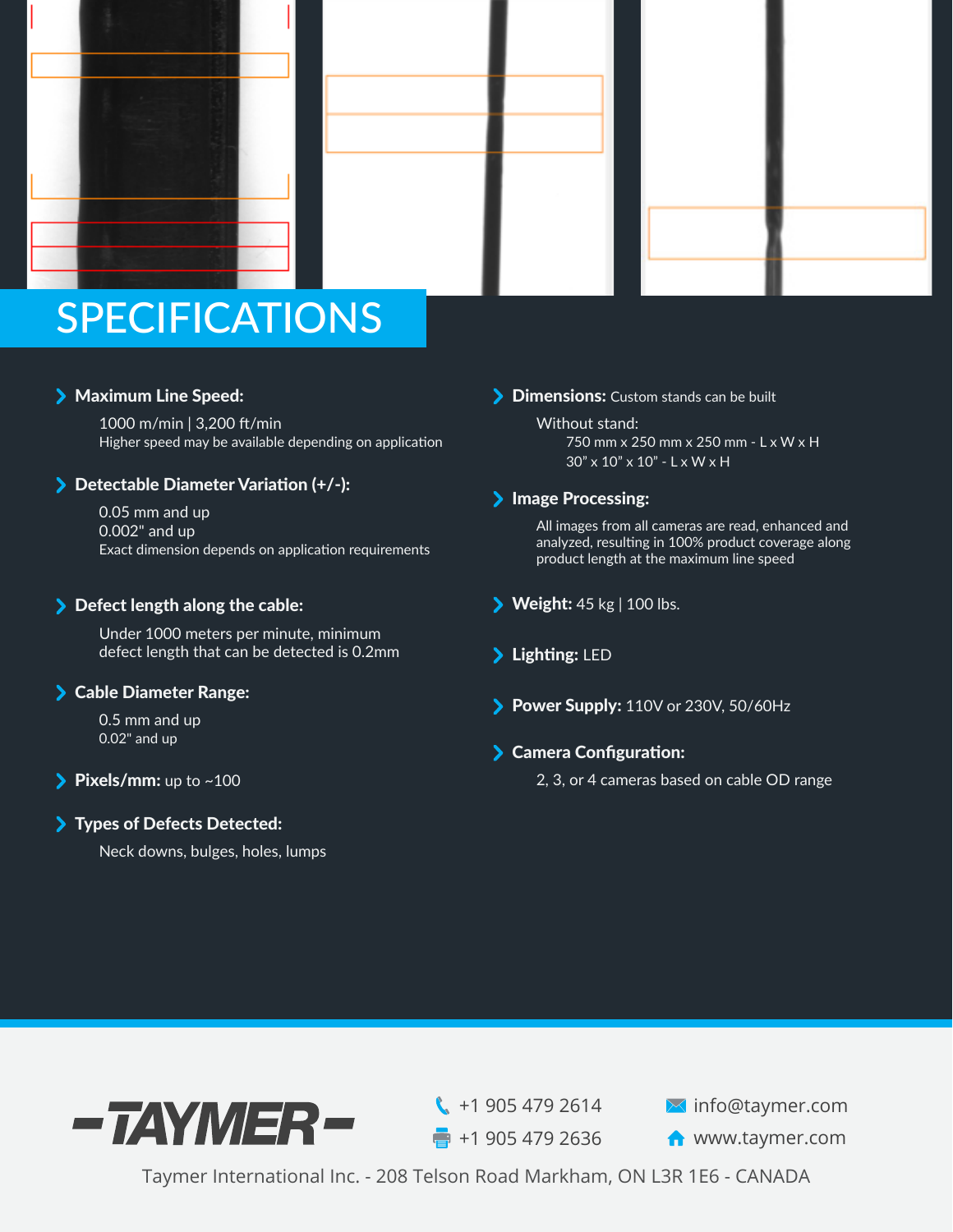# SPECIFICATIONS

- **Maximum Line Speed:**

  1000 m/min | 3,200 ft/min
  Higher speed may be available depending on application

- **Detectable Diameter Variation (+/-):**

  0.05 mm and up
  0.002" and up
  Exact dimension depends on application requirements

- **Defect length along the cable:**

  Under 1000 meters per minute, minimum defect length that can be detected is 0.2mm

- **Cable Diameter Range:**

  0.5 mm and up
  0.02" and up

- **Pixels/mm:** up to ~100

- **Types of Defects Detected:**

  Neck downs, bulges, holes, lumps

- **Dimensions:** Custom stands can be built

  Without stand:
  750 mm x 250 mm x 250 mm - L x W x H
  30" x 10" x 10" - L x W x H

- **Image Processing:**

  All images from all cameras are read, enhanced and analyzed, resulting in 100% product coverage along product length at the maximum line speed

- **Weight:** 45 kg | 100 lbs.

- **Lighting:** LED

- **Power Supply:** 110V or 230V, 50/60Hz

- **Camera Configuration:**

  2, 3, or 4 cameras based on cable OD range

TAYMER

+1 905 479 2614
+1 905 479 2636
info@taymer.com
www.taymer.com

Taymer International Inc. - 208 Telson Road Markham, ON L3R 1E6 - CANADA